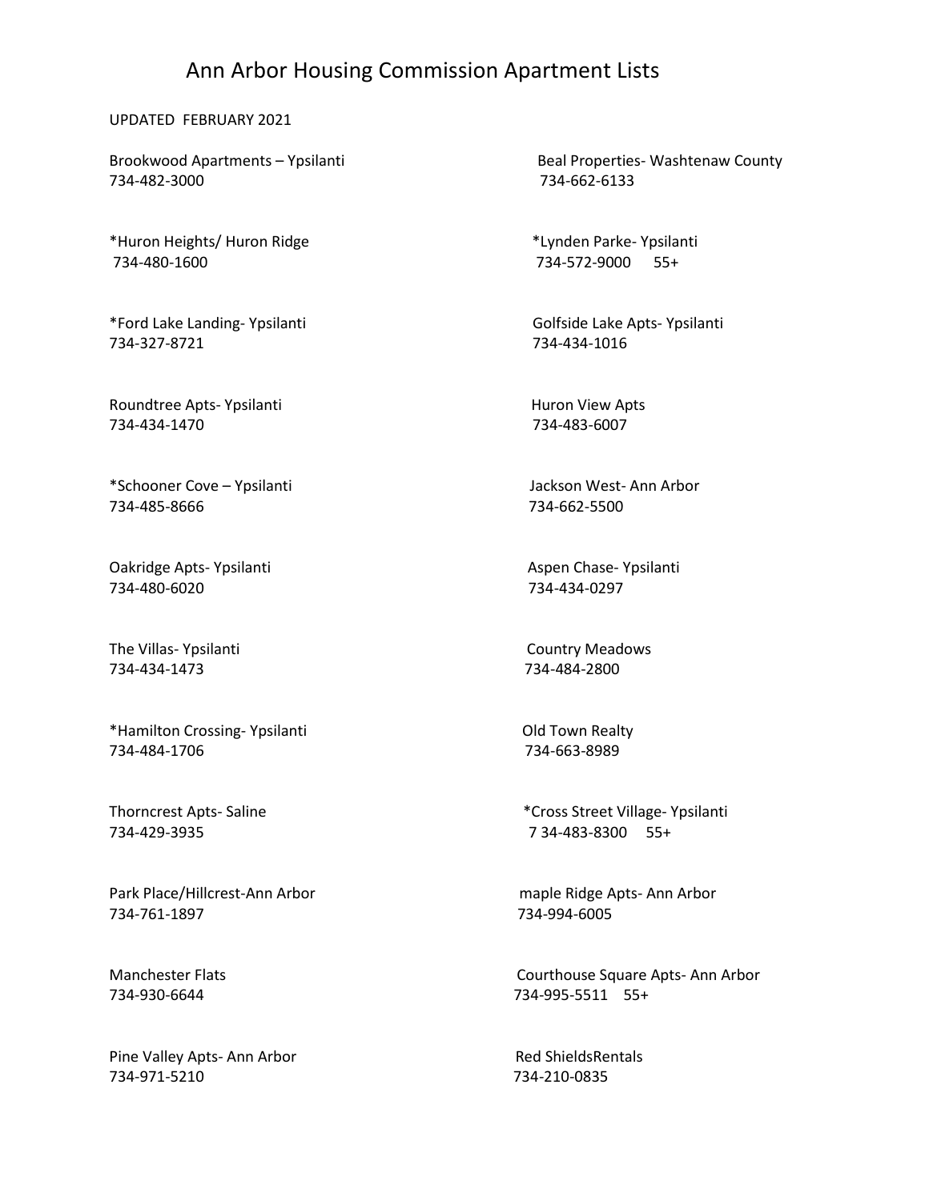# Ann Arbor Housing Commission Apartment Lists

UPDATED FEBRUARY 2021

Brookwood Apartments – Ypsilanti
734-482-3000

*Huron Heights/ Huron Ridge
734-480-1600

*Ford Lake Landing- Ypsilanti
734-327-8721

Roundtree Apts- Ypsilanti
734-434-1470

*Schooner Cove – Ypsilanti
734-485-8666

Oakridge Apts- Ypsilanti
734-480-6020

The Villas- Ypsilanti
734-434-1473

*Hamilton Crossing- Ypsilanti
734-484-1706

Thorncrest Apts- Saline
734-429-3935

Park Place/Hillcrest-Ann Arbor
734-761-1897

Manchester Flats
734-930-6644

Pine Valley Apts- Ann Arbor
734-971-5210

Beal Properties- Washtenaw County
734-662-6133

*Lynden Parke- Ypsilanti
734-572-9000 55+

Golfside Lake Apts- Ypsilanti
734-434-1016

Huron View Apts
734-483-6007

Jackson West- Ann Arbor
734-662-5500

Aspen Chase- Ypsilanti
734-434-0297

Country Meadows
734-484-2800

Old Town Realty
734-663-8989

*Cross Street Village- Ypsilanti
7 34-483-8300 55+

maple Ridge Apts- Ann Arbor
734-994-6005

Courthouse Square Apts- Ann Arbor
734-995-5511 55+

Red ShieldsRentals
734-210-0835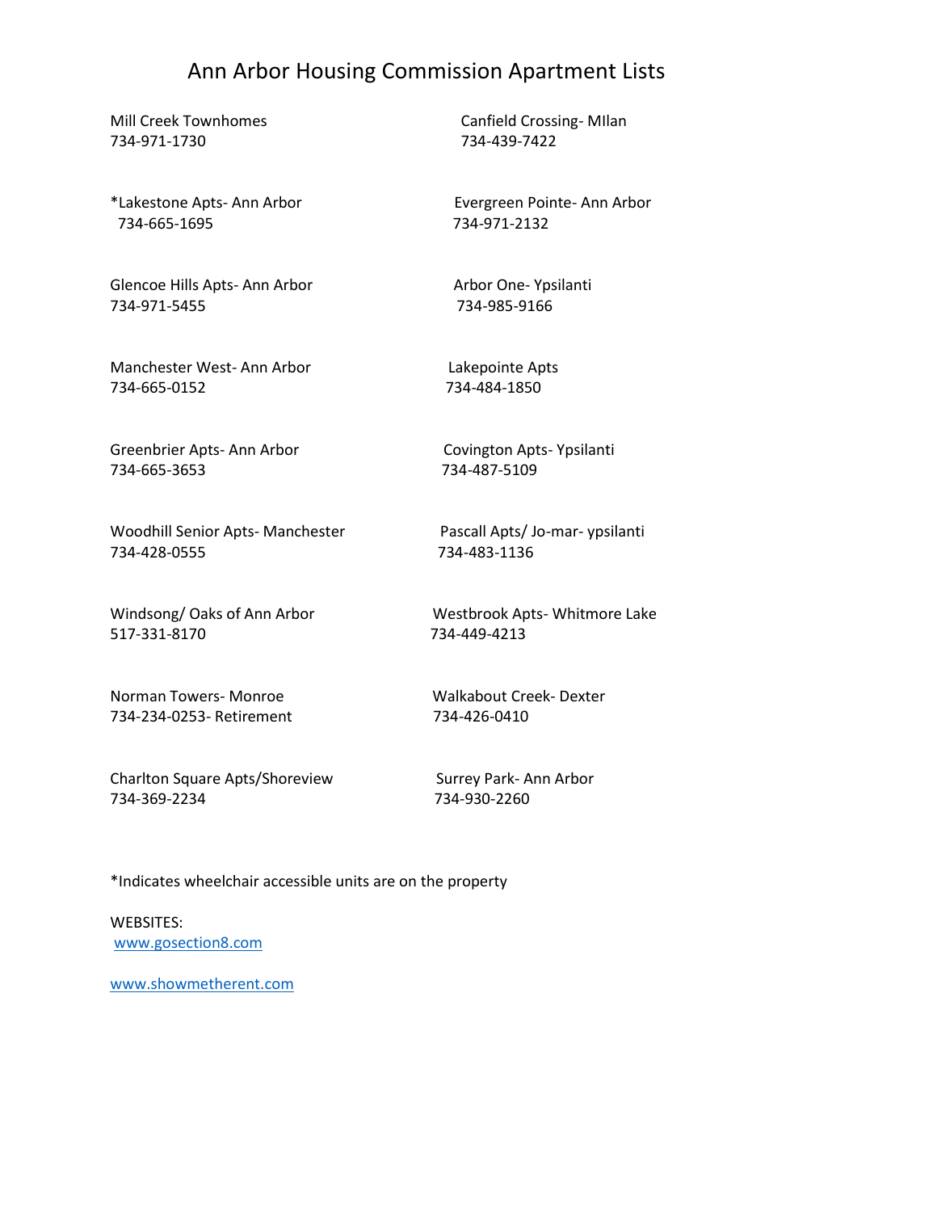# Ann Arbor Housing Commission Apartment Lists

Mill Creek Townhomes
734-971-1730

*Lakestone Apts- Ann Arbor
734-665-1695

Glencoe Hills Apts- Ann Arbor
734-971-5455

Manchester West- Ann Arbor
734-665-0152

Greenbrier Apts- Ann Arbor
734-665-3653

Woodhill Senior Apts- Manchester
734-428-0555

Windsong/ Oaks of Ann Arbor
517-331-8170

Norman Towers- Monroe
734-234-0253- Retirement

Charlton Square Apts/Shoreview
734-369-2234

Canfield Crossing- MIlan
734-439-7422

Evergreen Pointe- Ann Arbor
734-971-2132

Arbor One- Ypsilanti
734-985-9166

Lakepointe Apts
734-484-1850

Covington Apts- Ypsilanti
734-487-5109

Pascall Apts/ Jo-mar- ypsilanti
734-483-1136

Westbrook Apts- Whitmore Lake
734-449-4213

Walkabout Creek- Dexter
734-426-0410

Surrey Park- Ann Arbor
734-930-2260

*Indicates wheelchair accessible units are on the property

WEBSITES:
www.gosection8.com

www.showmetherent.com